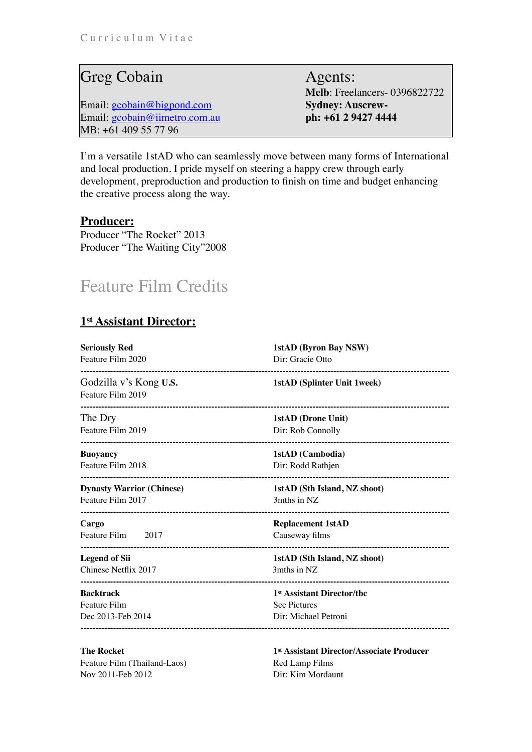Curriculum Vitae

| Greg Cobain | Agents: |
|---|---|
| Email: gcobain@bigpond.com | **Melb**: Freelancers- 0396822722 |
| Email: gcobain@iimetro.com.au | **Sydney: Auscrew-** |
| MB: +61 409 55 77 96 | **ph: +61 2 9427 4444** |

I'm a versatile 1stAD who can seamlessly move between many forms of International and local production. I pride myself on steering a happy crew through early development, preproduction and production to finish on time and budget enhancing the creative process along the way.

## **Producer:**

Producer "The Rocket" 2013
Producer "The Waiting City"2008

# Feature Film Credits

## 1st Assistant Director:

**Seriously Red**
Feature Film 2020

**1stAD (Byron Bay NSW)**
Dir: Gracie Otto

---

Godzilla v's Kong **U.S.**
Feature Film 2019

**1stAD (Splinter Unit 1week)**

---

The Dry
Feature Film 2019

**1stAD (Drone Unit)**
Dir: Rob Connolly

---

**Buoyancy**
Feature Film 2018

**1stAD (Cambodia)**
Dir: Rodd Rathjen

---

**Dynasty Warrior (Chinese)**
Feature Film 2017

**1stAD (Sth Island, NZ shoot)**
3mths in NZ

---

**Cargo**
Feature Film 2017

**Replacement 1stAD**
Causeway films

---

**Legend of Sii**
Chinese Netflix 2017

**1stAD (Sth Island, NZ shoot)**
3mths in NZ

---

**Backtrack**
Feature Film
Dec 2013-Feb 2014

**1st Assistant Director/tbc**
See Pictures
Dir: Michael Petroni

---

**The Rocket**
Feature Film (Thailand-Laos)
Nov 2011-Feb 2012

**1st Assistant Director/Associate Producer**
Red Lamp Films
Dir: Kim Mordaunt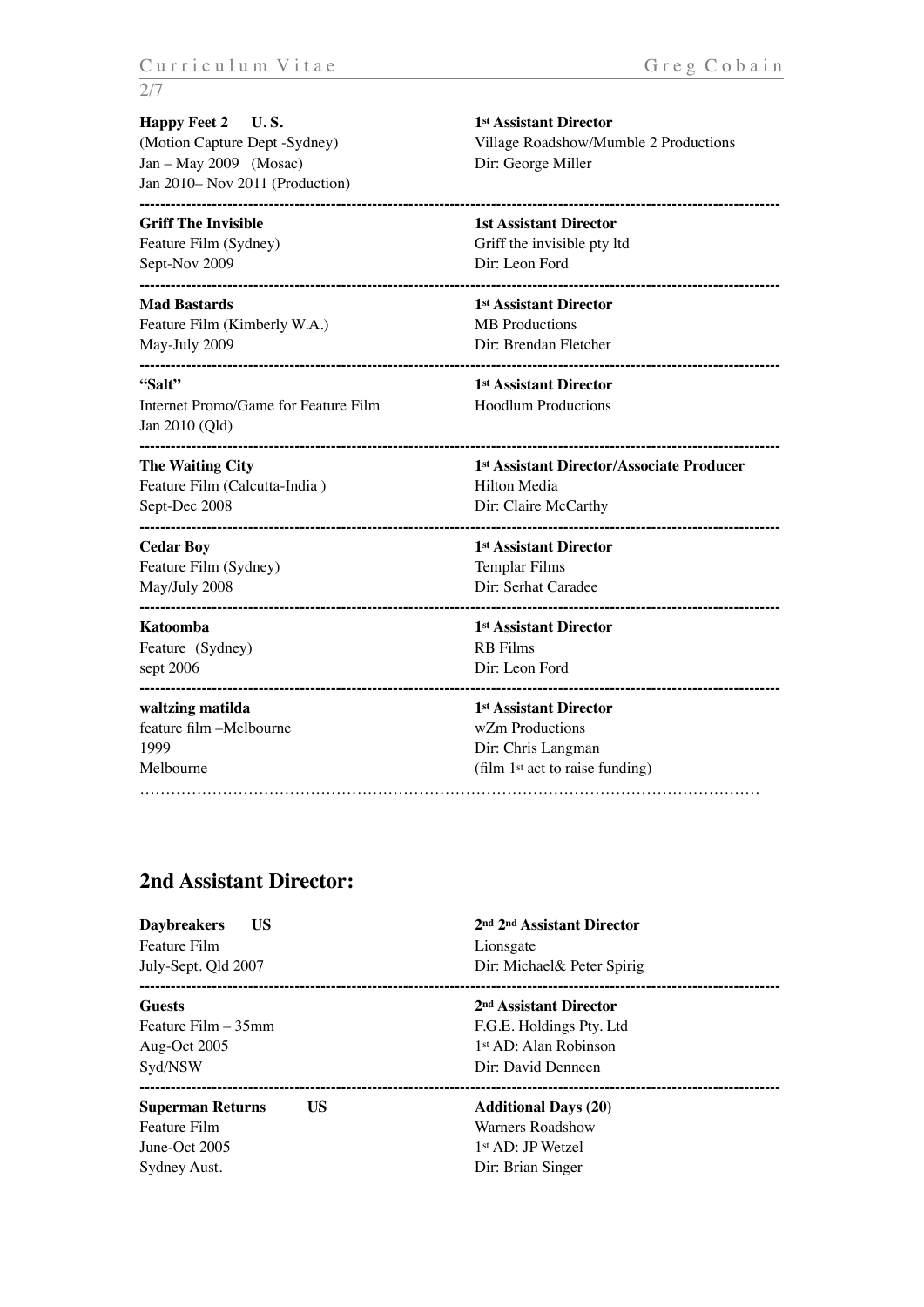**Happy Feet 2  U.S.**
(Motion Capture Dept -Sydney)
Jan – May 2009 (Mosac)
Jan 2010– Nov 2011 (Production)

**1st Assistant Director**
Village Roadshow/Mumble 2 Productions
Dir: George Miller

---

**Griff The Invisible**
Feature Film (Sydney)
Sept-Nov 2009

**1st Assistant Director**
Griff the invisible pty ltd
Dir: Leon Ford

---

**Mad Bastards**
Feature Film (Kimberly W.A.)
May-July 2009

**1st Assistant Director**
MB Productions
Dir: Brendan Fletcher

---

**"Salt"**
Internet Promo/Game for Feature Film
Jan 2010 (Qld)

**1st Assistant Director**
Hoodlum Productions

---

**The Waiting City**
Feature Film (Calcutta-India )
Sept-Dec 2008

**1st Assistant Director/Associate Producer**
Hilton Media
Dir: Claire McCarthy

---

**Cedar Boy**
Feature Film (Sydney)
May/July 2008

**1st Assistant Director**
Templar Films
Dir: Serhat Caradee

---

**Katoomba**
Feature (Sydney)
sept 2006

**1st Assistant Director**
RB Films
Dir: Leon Ford

---

**waltzing matilda**
feature film –Melbourne
1999
Melbourne

**1st Assistant Director**
wZm Productions
Dir: Chris Langman
(film 1st act to raise funding)

---

## 2nd Assistant Director:

**Daybreakers  US**
Feature Film
July-Sept. Qld 2007

**2nd 2nd Assistant Director**
Lionsgate
Dir: Michael& Peter Spirig

---

**Guests**
Feature Film – 35mm
Aug-Oct 2005
Syd/NSW

**2nd Assistant Director**
F.G.E. Holdings Pty. Ltd
1st AD: Alan Robinson
Dir: David Denneen

---

**Superman Returns  US**
Feature Film
June-Oct 2005
Sydney Aust.

**Additional Days (20)**
Warners Roadshow
1st AD: JP Wetzel
Dir: Brian Singer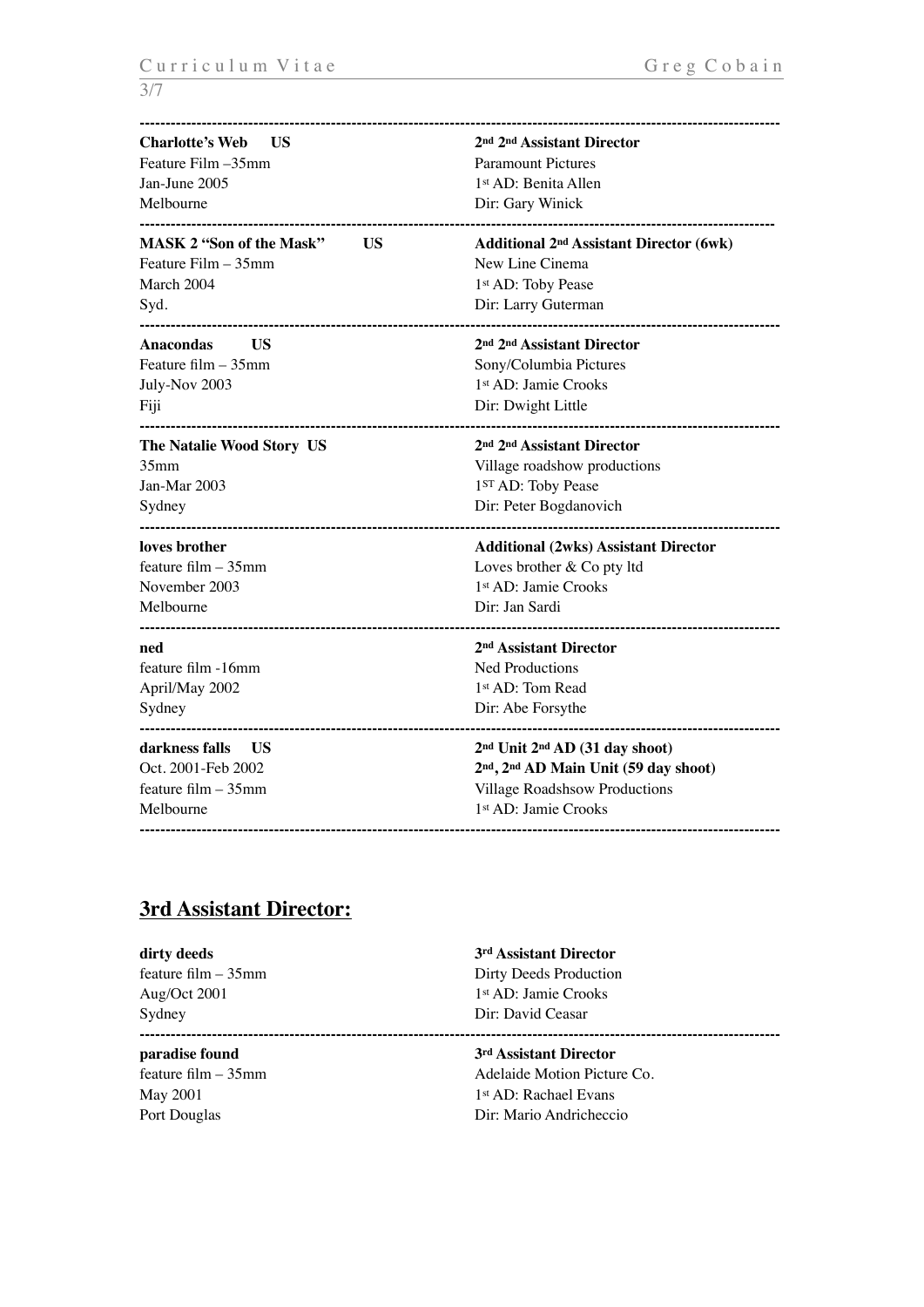| | |
|---|---|
| **Charlotte's Web US** | **2nd 2nd Assistant Director** |
| Feature Film –35mm | Paramount Pictures |
| Jan-June 2005 | 1st AD: Benita Allen |
| Melbourne | Dir: Gary Winick |

| | |
|---|---|
| **MASK 2 "Son of the Mask" US** | **Additional 2nd Assistant Director (6wk)** |
| Feature Film – 35mm | New Line Cinema |
| March 2004 | 1st AD: Toby Pease |
| Syd. | Dir: Larry Guterman |

| | |
|---|---|
| **Anacondas US** | **2nd 2nd Assistant Director** |
| Feature film – 35mm | Sony/Columbia Pictures |
| July-Nov 2003 | 1st AD: Jamie Crooks |
| Fiji | Dir: Dwight Little |

| | |
|---|---|
| **The Natalie Wood Story US** | **2nd 2nd Assistant Director** |
| 35mm | Village roadshow productions |
| Jan-Mar 2003 | 1ST AD: Toby Pease |
| Sydney | Dir: Peter Bogdanovich |

| | |
|---|---|
| **loves brother** | **Additional (2wks) Assistant Director** |
| feature film – 35mm | Loves brother & Co pty ltd |
| November 2003 | 1st AD: Jamie Crooks |
| Melbourne | Dir: Jan Sardi |

| | |
|---|---|
| **ned** | **2nd Assistant Director** |
| feature film -16mm | Ned Productions |
| April/May 2002 | 1st AD: Tom Read |
| Sydney | Dir: Abe Forsythe |

| | |
|---|---|
| **darkness falls US** | **2nd Unit 2nd AD (31 day shoot)** |
| Oct. 2001-Feb 2002 | **2nd, 2nd AD Main Unit (59 day shoot)** |
| feature film – 35mm | Village Roadshsow Productions |
| Melbourne | 1st AD: Jamie Crooks |

## 3rd Assistant Director:

| | |
|---|---|
| **dirty deeds** | **3rd Assistant Director** |
| feature film – 35mm | Dirty Deeds Production |
| Aug/Oct 2001 | 1st AD: Jamie Crooks |
| Sydney | Dir: David Ceasar |

| | |
|---|---|
| **paradise found** | **3rd Assistant Director** |
| feature film – 35mm | Adelaide Motion Picture Co. |
| May 2001 | 1st AD: Rachael Evans |
| Port Douglas | Dir: Mario Andricheccio |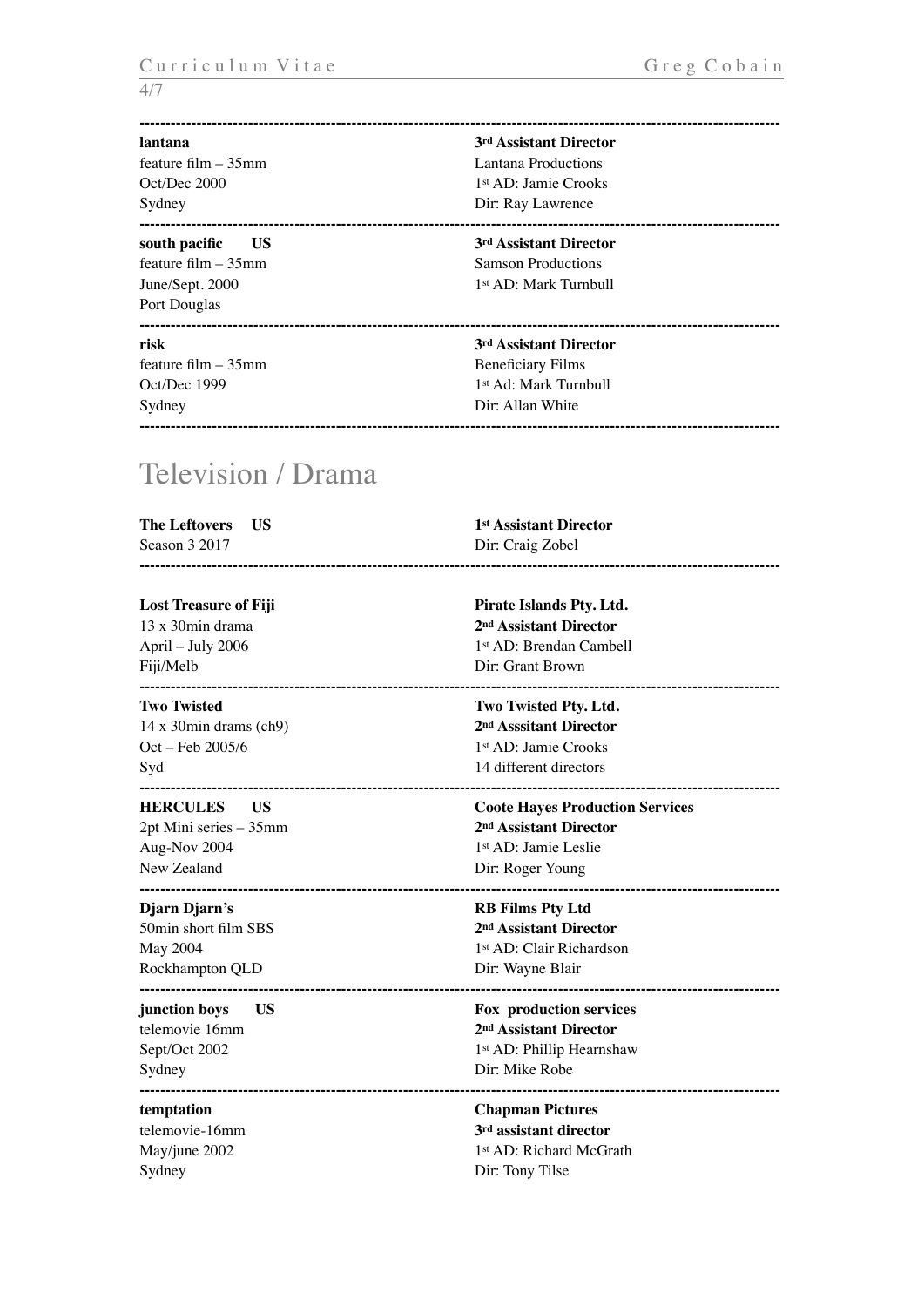---

| | |
|---|---|
| **lantana**<br>feature film – 35mm<br>Oct/Dec 2000<br>Sydney | **3rd Assistant Director**<br>Lantana Productions<br>1st AD: Jamie Crooks<br>Dir: Ray Lawrence |
| **south pacific US**<br>feature film – 35mm<br>June/Sept. 2000<br>Port Douglas | **3rd Assistant Director**<br>Samson Productions<br>1st AD: Mark Turnbull |
| **risk**<br>feature film – 35mm<br>Oct/Dec 1999<br>Sydney | **3rd Assistant Director**<br>Beneficiary Films<br>1st Ad: Mark Turnbull<br>Dir: Allan White |

# Television / Drama

| | |
|---|---|
| **The Leftovers US**<br>Season 3 2017 | **1st Assistant Director**<br>Dir: Craig Zobel |
| **Lost Treasure of Fiji**<br>13 x 30min drama<br>April – July 2006<br>Fiji/Melb | **Pirate Islands Pty. Ltd.**<br>**2nd Assistant Director**<br>1st AD: Brendan Cambell<br>Dir: Grant Brown |
| **Two Twisted**<br>14 x 30min drams (ch9)<br>Oct – Feb 2005/6<br>Syd | **Two Twisted Pty. Ltd.**<br>**2nd Asssitant Director**<br>1st AD: Jamie Crooks<br>14 different directors |
| **HERCULES US**<br>2pt Mini series – 35mm<br>Aug-Nov 2004<br>New Zealand | **Coote Hayes Production Services**<br>**2nd Assistant Director**<br>1st AD: Jamie Leslie<br>Dir: Roger Young |
| **Djarn Djarn's**<br>50min short film SBS<br>May 2004<br>Rockhampton QLD | **RB Films Pty Ltd**<br>**2nd Assistant Director**<br>1st AD: Clair Richardson<br>Dir: Wayne Blair |
| **junction boys US**<br>telemovie 16mm<br>Sept/Oct 2002<br>Sydney | **Fox production services**<br>**2nd Assistant Director**<br>1st AD: Phillip Hearnshaw<br>Dir: Mike Robe |
| **temptation**<br>telemovie-16mm<br>May/june 2002<br>Sydney | **Chapman Pictures**<br>**3rd assistant director**<br>1st AD: Richard McGrath<br>Dir: Tony Tilse |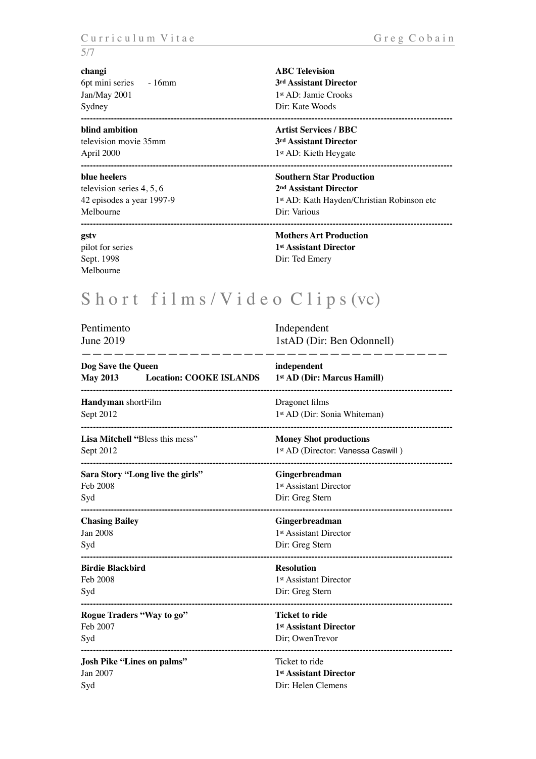**changi**
6pt mini series - 16mm
Jan/May 2001
Sydney

**ABC Television**
**3rd Assistant Director**
1st AD: Jamie Crooks
Dir: Kate Woods

---

**blind ambition**
television movie 35mm
April 2000

**Artist Services / BBC**
**3rd Assistant Director**
1st AD: Kieth Heygate

---

**blue heelers**
television series 4, 5, 6
42 episodes a year 1997-9
Melbourne

**Southern Star Production**
**2nd Assistant Director**
1st AD: Kath Hayden/Christian Robinson etc
Dir: Various

---

**gstv**
pilot for series
Sept. 1998
Melbourne

**Mothers Art Production**
**1st Assistant Director**
Dir: Ted Emery

# Short films/Video Clips (vc)

Pentimento
June 2019

Independent
1stAD (Dir: Ben Odonnell)

---

**Dog Save the Queen**
**May 2013 Location: COOKE ISLANDS**

**independent**
**1st AD (Dir: Marcus Hamill)**

---

**Handyman** shortFilm
Sept 2012

Dragonet films
1st AD (Dir: Sonia Whiteman)

---

**Lisa Mitchell "**Bless this mess"
Sept 2012

**Money Shot productions**
1st AD (Director: Vanessa Caswill )

---

**Sara Story "Long live the girls"**
Feb 2008
Syd

**Gingerbreadman**
1st Assistant Director
Dir: Greg Stern

---

**Chasing Bailey**
Jan 2008
Syd

**Gingerbreadman**
1st Assistant Director
Dir: Greg Stern

---

**Birdie Blackbird**
Feb 2008
Syd

**Resolution**
1st Assistant Director
Dir: Greg Stern

---

**Rogue Traders "Way to go"**
Feb 2007
Syd

**Ticket to ride**
**1st Assistant Director**
Dir; OwenTrevor

---

**Josh Pike "Lines on palms"**
Jan 2007
Syd

Ticket to ride
**1st Assistant Director**
Dir: Helen Clemens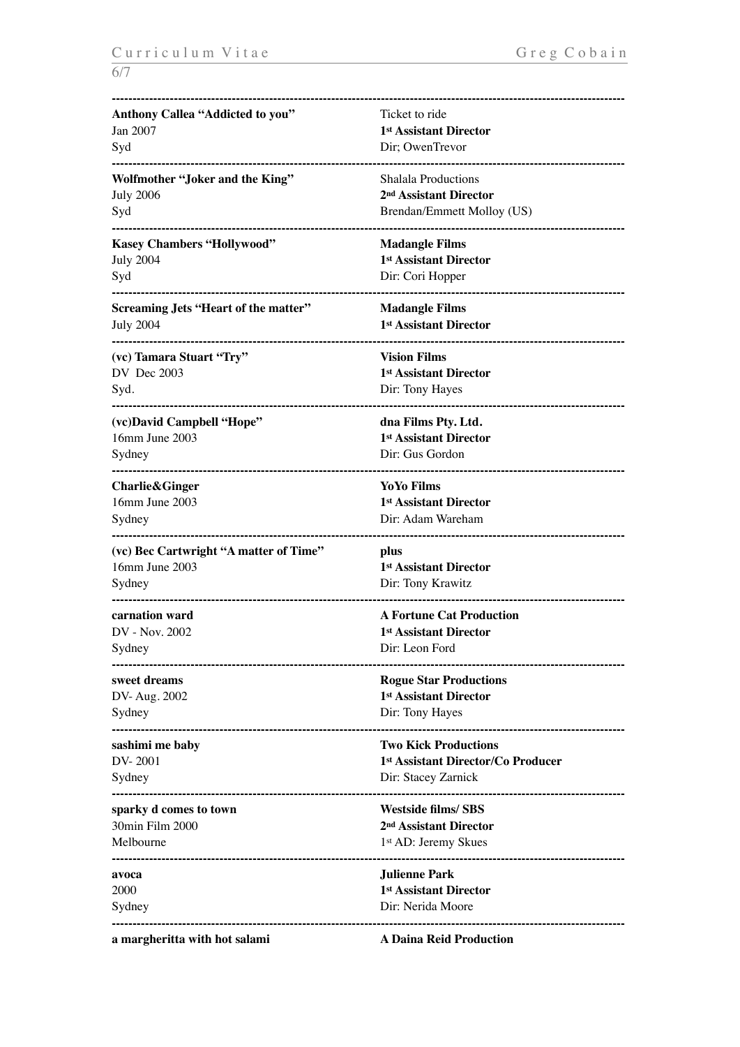---

**Anthony Callea "Addicted to you"**
Jan 2007
Syd

Ticket to ride
**1st Assistant Director**
Dir; OwenTrevor

---

**Wolfmother "Joker and the King"**
July 2006
Syd

Shalala Productions
**2nd Assistant Director**
Brendan/Emmett Molloy (US)

---

**Kasey Chambers "Hollywood"**
July 2004
Syd

**Madangle Films**
**1st Assistant Director**
Dir: Cori Hopper

---

**Screaming Jets "Heart of the matter"**
July 2004

**Madangle Films**
**1st Assistant Director**

---

**(vc) Tamara Stuart "Try"**
DV Dec 2003
Syd.

**Vision Films**
**1st Assistant Director**
Dir: Tony Hayes

---

**(vc)David Campbell "Hope"**
16mm June 2003
Sydney

**dna Films Pty. Ltd.**
**1st Assistant Director**
Dir: Gus Gordon

---

**Charlie&Ginger**
16mm June 2003
Sydney

**YoYo Films**
**1st Assistant Director**
Dir: Adam Wareham

---

**(vc) Bec Cartwright "A matter of Time"**
16mm June 2003
Sydney

**plus**
**1st Assistant Director**
Dir: Tony Krawitz

---

**carnation ward**
DV - Nov. 2002
Sydney

**A Fortune Cat Production**
**1st Assistant Director**
Dir: Leon Ford

---

**sweet dreams**
DV- Aug. 2002
Sydney

**Rogue Star Productions**
**1st Assistant Director**
Dir: Tony Hayes

---

**sashimi me baby**
DV- 2001
Sydney

**Two Kick Productions**
**1st Assistant Director/Co Producer**
Dir: Stacey Zarnick

---

**sparky d comes to town**
30min Film 2000
Melbourne

**Westside films/ SBS**
**2nd Assistant Director**
1st AD: Jeremy Skues

---

**avoca**
2000
Sydney

**Julienne Park**
**1st Assistant Director**
Dir: Nerida Moore

---

**a margheritta with hot salami**

**A Daina Reid Production**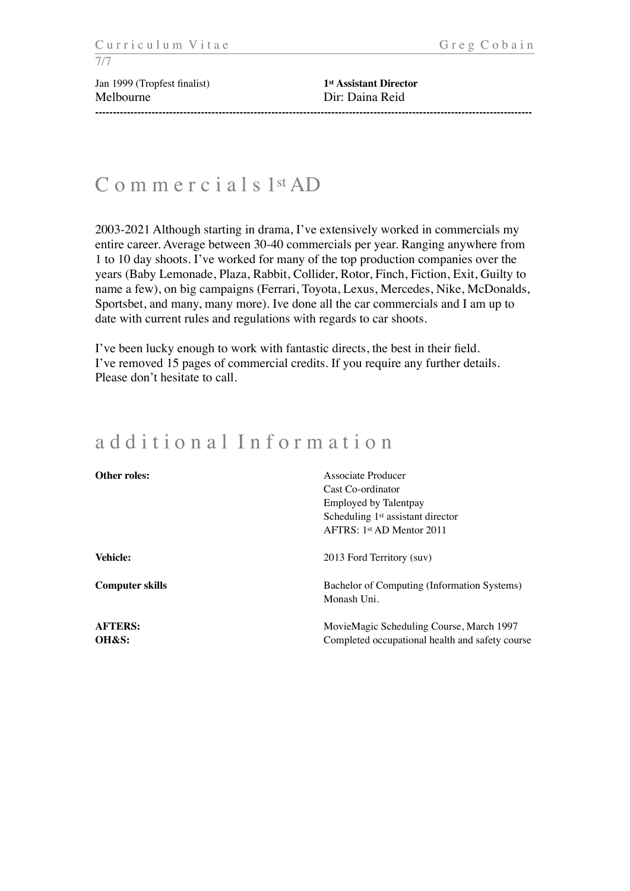Jan 1999 (Tropfest finalist)
Melbourne

**1st Assistant Director**
Dir: Daina Reid

---

## Commercials 1st AD

2003-2021 Although starting in drama, I've extensively worked in commercials my entire career. Average between 30-40 commercials per year. Ranging anywhere from 1 to 10 day shoots. I've worked for many of the top production companies over the years (Baby Lemonade, Plaza, Rabbit, Collider, Rotor, Finch, Fiction, Exit, Guilty to name a few), on big campaigns (Ferrari, Toyota, Lexus, Mercedes, Nike, McDonalds, Sportsbet, and many, many more). Ive done all the car commercials and I am up to date with current rules and regulations with regards to car shoots.

I've been lucky enough to work with fantastic directs, the best in their field.
I've removed 15 pages of commercial credits. If you require any further details. Please don't hesitate to call.

## additional Information

| | |
|---|---|
| **Other roles:** | Associate Producer<br>Cast Co-ordinator<br>Employed by Talentpay<br>Scheduling 1st assistant director<br>AFTRS: 1st AD Mentor 2011 |
| **Vehicle:** | 2013 Ford Territory (suv) |
| **Computer skills** | Bachelor of Computing (Information Systems)<br>Monash Uni. |
| **AFTERS:** | MovieMagic Scheduling Course, March 1997 |
| **OH&S:** | Completed occupational health and safety course |